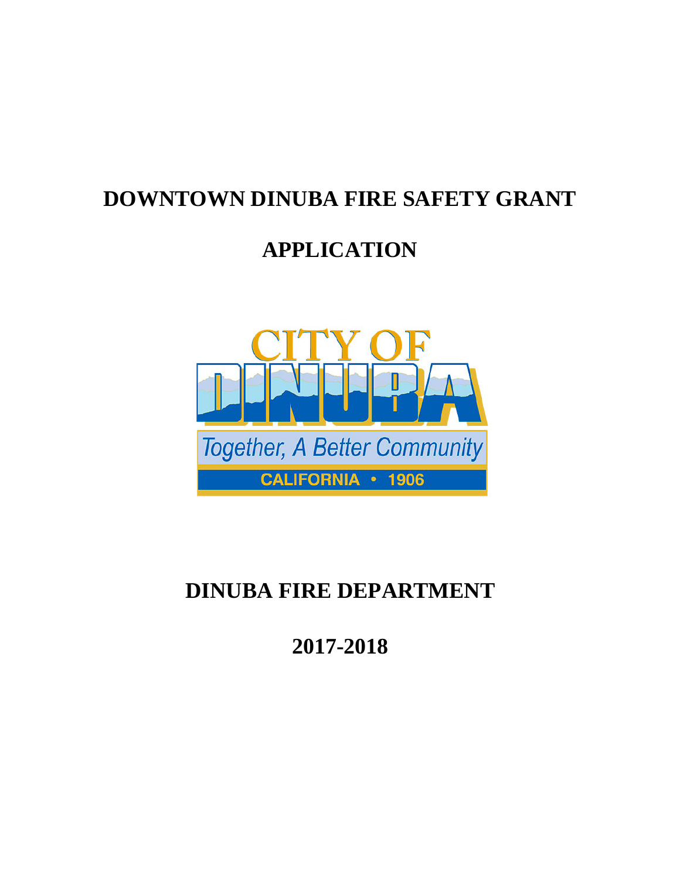# DOWNTOWN DINUBA FIRE SAFETY GRANT

# APPLICATION

CITY OF DINUBA

*Together, A Better Community*

CALIFORNIA • 1906

## DINUBA FIRE DEPARTMENT

## 2017-2018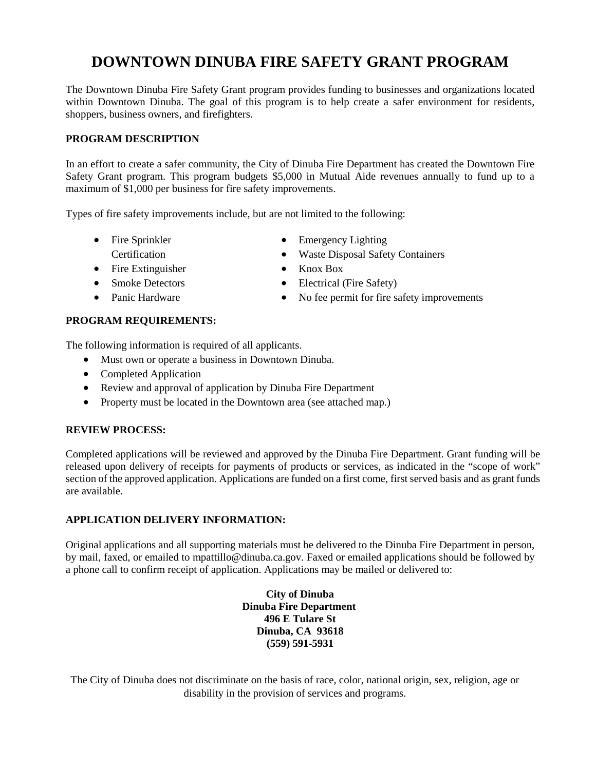# DOWNTOWN DINUBA FIRE SAFETY GRANT PROGRAM

The Downtown Dinuba Fire Safety Grant program provides funding to businesses and organizations located within Downtown Dinuba. The goal of this program is to help create a safer environment for residents, shoppers, business owners, and firefighters.

**PROGRAM DESCRIPTION**

In an effort to create a safer community, the City of Dinuba Fire Department has created the Downtown Fire Safety Grant program. This program budgets $5,000 in Mutual Aide revenues annually to fund up to a maximum of $1,000 per business for fire safety improvements.

Types of fire safety improvements include, but are not limited to the following:

- Fire Sprinkler Certification
- Fire Extinguisher
- Smoke Detectors
- Panic Hardware
- Emergency Lighting
- Waste Disposal Safety Containers
- Knox Box
- Electrical (Fire Safety)
- No fee permit for fire safety improvements

**PROGRAM REQUIREMENTS:**

The following information is required of all applicants.

- Must own or operate a business in Downtown Dinuba.
- Completed Application
- Review and approval of application by Dinuba Fire Department
- Property must be located in the Downtown area (see attached map.)

**REVIEW PROCESS:**

Completed applications will be reviewed and approved by the Dinuba Fire Department. Grant funding will be released upon delivery of receipts for payments of products or services, as indicated in the "scope of work" section of the approved application. Applications are funded on a first come, first served basis and as grant funds are available.

**APPLICATION DELIVERY INFORMATION:**

Original applications and all supporting materials must be delivered to the Dinuba Fire Department in person, by mail, faxed, or emailed to mpattillo@dinuba.ca.gov. Faxed or emailed applications should be followed by a phone call to confirm receipt of application. Applications may be mailed or delivered to:

**City of Dinuba**
**Dinuba Fire Department**
**496 E Tulare St**
**Dinuba, CA 93618**
**(559) 591-5931**

The City of Dinuba does not discriminate on the basis of race, color, national origin, sex, religion, age or disability in the provision of services and programs.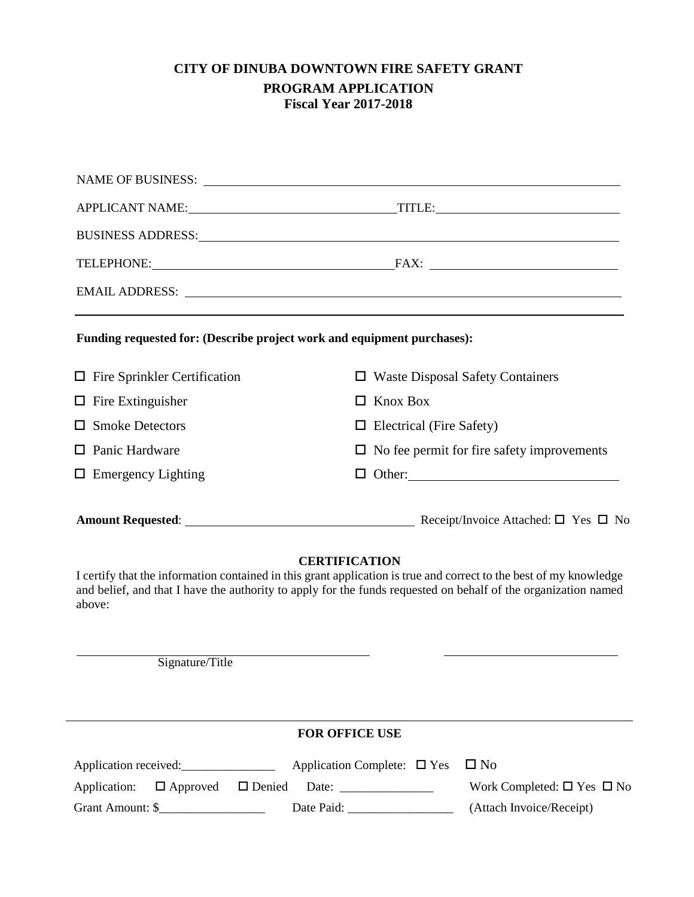## CITY OF DINUBA DOWNTOWN FIRE SAFETY GRANT

## PROGRAM APPLICATION

### Fiscal Year 2017-2018

NAME OF BUSINESS: ______________________________________________

APPLICANT NAME: ______________________ TITLE: ______________________

BUSINESS ADDRESS: ______________________________________________

TELEPHONE: ______________________ FAX: ______________________

EMAIL ADDRESS: ______________________________________________

---

**Funding requested for: (Describe project work and equipment purchases):**

- ☐ Fire Sprinkler Certification
- ☐ Fire Extinguisher
- ☐ Smoke Detectors
- ☐ Panic Hardware
- ☐ Emergency Lighting
- ☐ Waste Disposal Safety Containers
- ☐ Knox Box
- ☐ Electrical (Fire Safety)
- ☐ No fee permit for fire safety improvements
- ☐ Other: ______________________

**Amount Requested**: ______________________ Receipt/Invoice Attached: ☐ Yes ☐ No

### CERTIFICATION

I certify that the information contained in this grant application is true and correct to the best of my knowledge and belief, and that I have the authority to apply for the funds requested on behalf of the organization named above:

______________________________ ______________________

Signature/Title

---

### FOR OFFICE USE

Application received: _______________ Application Complete: ☐ Yes ☐ No

Application: ☐ Approved ☐ Denied Date: _______________ Work Completed: ☐ Yes ☐ No

Grant Amount: $_________________ Date Paid: _________________ (Attach Invoice/Receipt)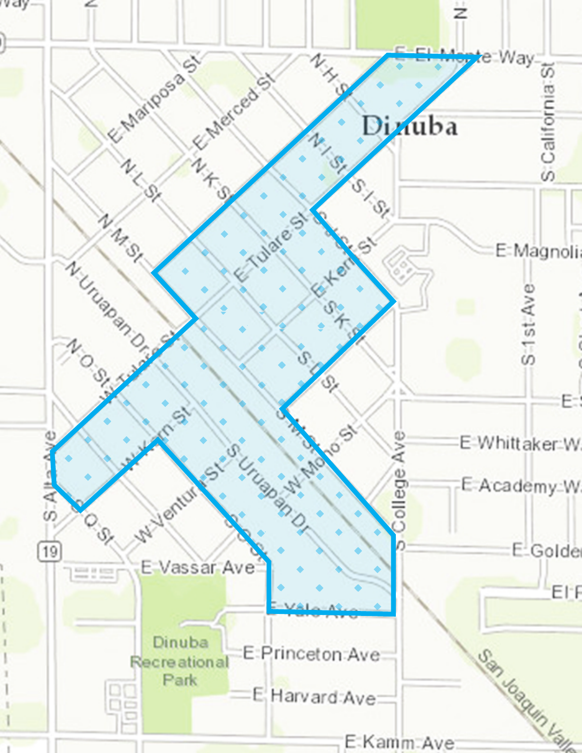E El Monte Way

Dinuba

E Mariposa St

E Merced St

N H St

N I St

S I St

N K St

N L St

N M St

E Tulare St

E Kern St

S K St

S L St

S M St

W Mono St

N Uruapan Dr

N O St

W Tulare St

W Kern St

W Ventura St

S Uruapan Dr

S O St

S Q St

S Alta Ave

19

E Vassar Ave

E Yale Ave

E Princeton Ave

E Harvard Ave

E Kamm Ave

Dinuba Recreational Park

S College Ave

S California St

E Magnolia

S 1st Ave

E Whittaker W

E Academy W

E Golden

San Joaquin Valley